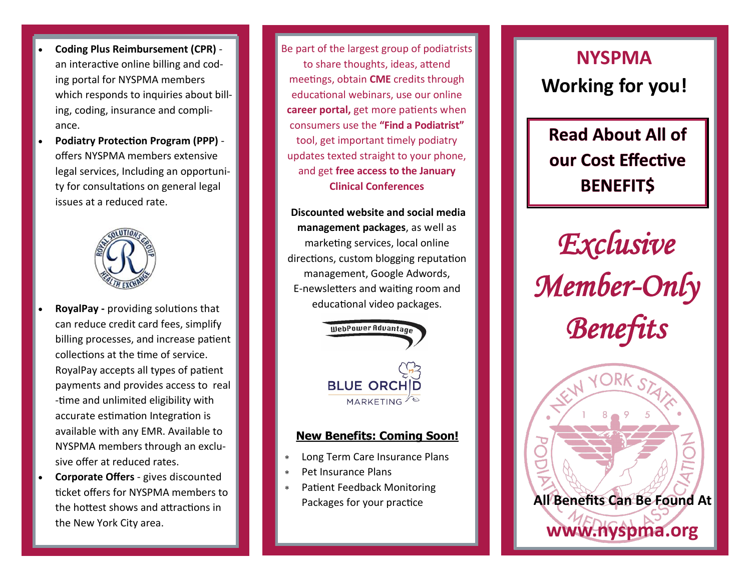- **Coding Plus Reimbursement (CPR)** - an interactive online billing and coding portal for NYSPMA members which responds to inquiries about billing, coding, insurance and compliance.
- **Podiatry Protection Program (PPP)** - offers NYSPMA members extensive legal services, Including an opportunity for consultations on general legal issues at a reduced rate.

- **RoyalPay -** providing solutions that can reduce credit card fees, simplify billing processes, and increase patient collections at the time of service. RoyalPay accepts all types of patient payments and provides access to real-time and unlimited eligibility with accurate estimation Integration is available with any EMR. Available to NYSPMA members through an exclusive offer at reduced rates.
- **Corporate Offers** - gives discounted ticket offers for NYSPMA members to the hottest shows and attractions in the New York City area.

Be part of the largest group of podiatrists to share thoughts, ideas, attend meetings, obtain **CME** credits through educational webinars, use our online **career portal,** get more patients when consumers use the **"Find a Podiatrist"** tool, get important timely podiatry updates texted straight to your phone, and get **free access to the January Clinical Conferences**

**Discounted website and social media management packages**, as well as marketing services, local online directions, custom blogging reputation management, Google Adwords, E-newsletters and waiting room and educational video packages.

WebPower Advantage

BLUE ORCHID MARKETING

## New Benefits: Coming Soon!

- Long Term Care Insurance Plans
- Pet Insurance Plans
- Patient Feedback Monitoring Packages for your practice

# NYSPMA
# Working for you!

## Read About All of our Cost Effective BENEFIT$

## *Exclusive Member-Only Benefits*

**All Benefits Can Be Found At**

**www.nyspma.org**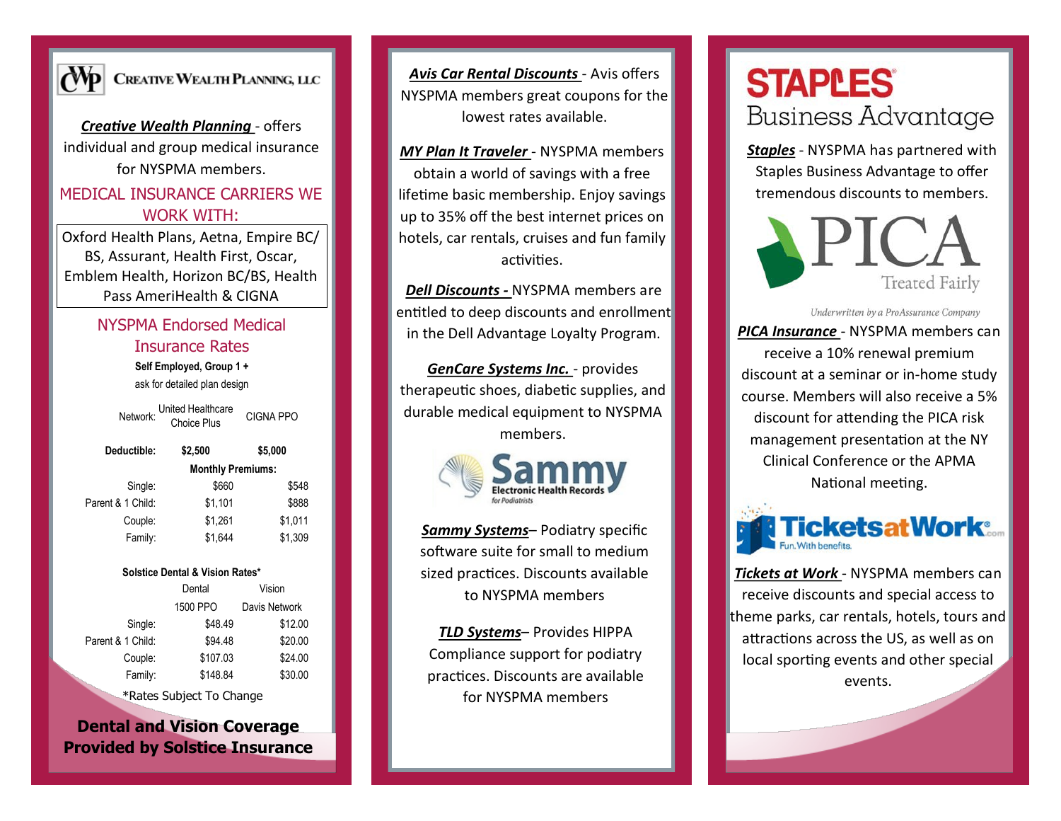CREATIVE WEALTH PLANNING, LLC

***Creative Wealth Planning*** - offers individual and group medical insurance for NYSPMA members.

## MEDICAL INSURANCE CARRIERS WE WORK WITH:

Oxford Health Plans, Aetna, Empire BC/BS, Assurant, Health First, Oscar, Emblem Health, Horizon BC/BS, Health Pass AmeriHealth & CIGNA

## NYSPMA Endorsed Medical Insurance Rates

**Self Employed, Group 1 +**

ask for detailed plan design

| Network: | United Healthcare Choice Plus | CIGNA PPO |
|---|---|---|
| **Deductible:** | **$2,500** | **$5,000** |
| | **Monthly Premiums:** | |
| Single: | $660 | $548 |
| Parent & 1 Child: | $1,101 | $888 |
| Couple: | $1,261 | $1,011 |
| Family: | $1,644 | $1,309 |

**Solstice Dental & Vision Rates***

| | Dental 1500 PPO | Vision Davis Network |
|---|---|---|
| Single: | $48.49 | $12.00 |
| Parent & 1 Child: | $94.48 | $20.00 |
| Couple: | $107.03 | $24.00 |
| Family: | $148.84 | $30.00 |

*Rates Subject To Change

**Dental and Vision Coverage Provided by Solstice Insurance**

***Avis Car Rental Discounts*** - Avis offers NYSPMA members great coupons for the lowest rates available.

***MY Plan It Traveler*** - NYSPMA members obtain a world of savings with a free lifetime basic membership. Enjoy savings up to 35% off the best internet prices on hotels, car rentals, cruises and fun family activities.

***Dell Discounts -*** NYSPMA members are entitled to deep discounts and enrollment in the Dell Advantage Loyalty Program.

***GenCare Systems Inc.*** - provides therapeutic shoes, diabetic supplies, and durable medical equipment to NYSPMA members.

Sammy Electronic Health Records for Podiatrists

***Sammy Systems***– Podiatry specific software suite for small to medium sized practices. Discounts available to NYSPMA members

***TLD Systems***– Provides HIPPA Compliance support for podiatry practices. Discounts are available for NYSPMA members

STAPLES Business Advantage

***Staples*** - NYSPMA has partnered with Staples Business Advantage to offer tremendous discounts to members.

PICA Treated Fairly

*Underwritten by a ProAssurance Company*

***PICA Insurance*** - NYSPMA members can receive a 10% renewal premium discount at a seminar or in-home study course. Members will also receive a 5% discount for attending the PICA risk management presentation at the NY Clinical Conference or the APMA National meeting.

TicketsatWork Fun. With benefits.

***Tickets at Work*** - NYSPMA members can receive discounts and special access to theme parks, car rentals, hotels, tours and attractions across the US, as well as on local sporting events and other special events.